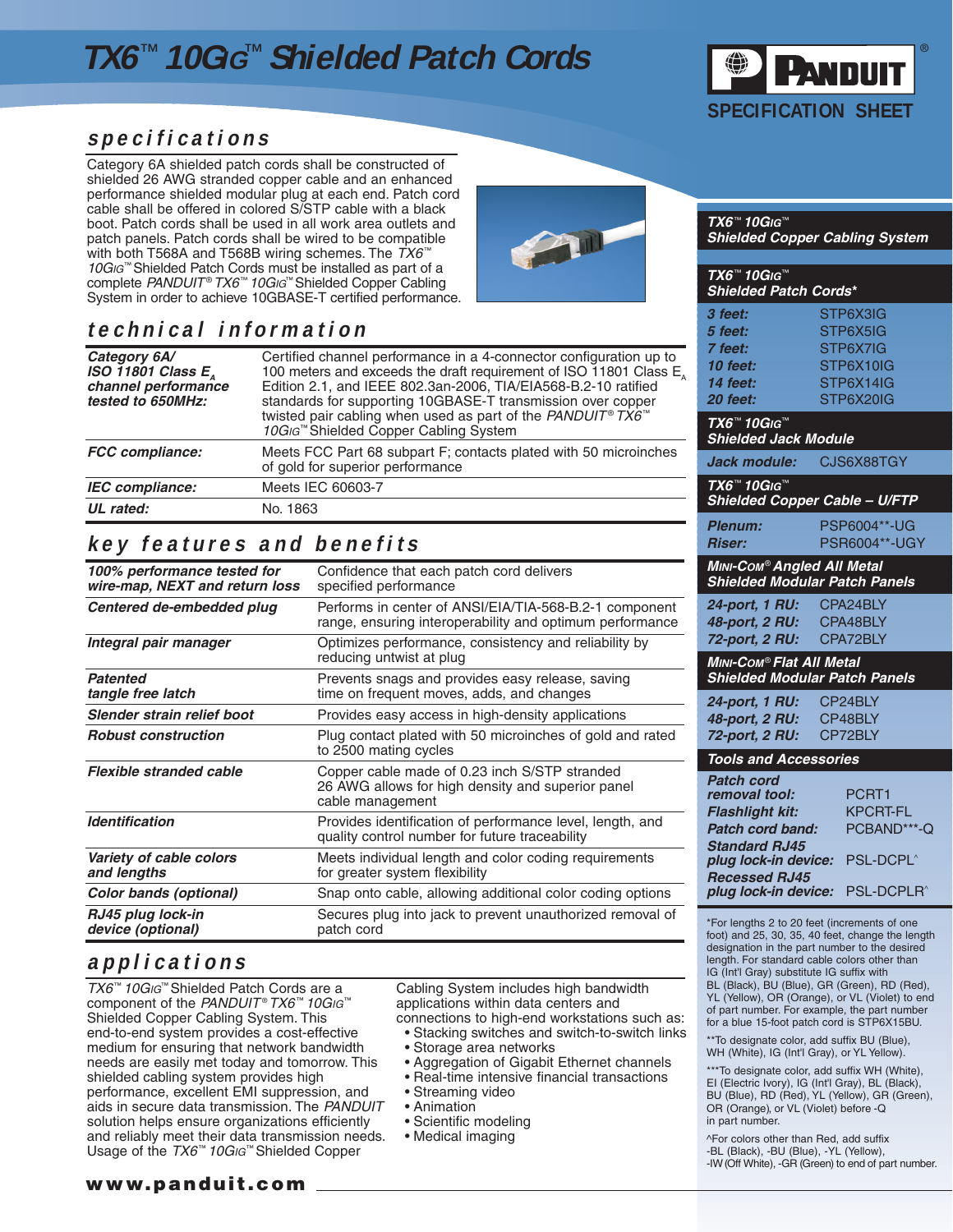# TX6™ 10GIG™ Shielded Patch Cords

PANDUIT®

SPECIFICATION SHEET

## specifications

Category 6A shielded patch cords shall be constructed of shielded 26 AWG stranded copper cable and an enhanced performance shielded modular plug at each end. Patch cord cable shall be offered in colored S/STP cable with a black boot. Patch cords shall be used in all work area outlets and patch panels. Patch cords shall be wired to be compatible with both T568A and T568B wiring schemes. The *TX6™ 10GIG™* Shielded Patch Cords must be installed as part of a complete *PANDUIT® TX6™ 10GIG™* Shielded Copper Cabling System in order to achieve 10GBASE-T certified performance.

## technical information

| | |
|---|---|
| ***Category 6A/ ISO 11801 Class $E_A$ channel performance tested to 650MHz:*** | Certified channel performance in a 4-connector configuration up to 100 meters and exceeds the draft requirement of ISO 11801 Class $E_A$ Edition 2.1, and IEEE 802.3an-2006, TIA/EIA568-B.2-10 ratified standards for supporting 10GBASE-T transmission over copper twisted pair cabling when used as part of the *PANDUIT® TX6™ 10GIG™* Shielded Copper Cabling System |
| ***FCC compliance:*** | Meets FCC Part 68 subpart F; contacts plated with 50 microinches of gold for superior performance |
| ***IEC compliance:*** | Meets IEC 60603-7 |
| ***UL rated:*** | No. 1863 |

## key features and benefits

| | |
|---|---|
| ***100% performance tested for wire-map, NEXT and return loss*** | Confidence that each patch cord delivers specified performance |
| ***Centered de-embedded plug*** | Performs in center of ANSI/EIA/TIA-568-B.2-1 component range, ensuring interoperability and optimum performance |
| ***Integral pair manager*** | Optimizes performance, consistency and reliability by reducing untwist at plug |
| ***Patented tangle free latch*** | Prevents snags and provides easy release, saving time on frequent moves, adds, and changes |
| ***Slender strain relief boot*** | Provides easy access in high-density applications |
| ***Robust construction*** | Plug contact plated with 50 microinches of gold and rated to 2500 mating cycles |
| ***Flexible stranded cable*** | Copper cable made of 0.23 inch S/STP stranded 26 AWG allows for high density and superior panel cable management |
| ***Identification*** | Provides identification of performance level, length, and quality control number for future traceability |
| ***Variety of cable colors and lengths*** | Meets individual length and color coding requirements for greater system flexibility |
| ***Color bands (optional)*** | Snap onto cable, allowing additional color coding options |
| ***RJ45 plug lock-in device (optional)*** | Secures plug into jack to prevent unauthorized removal of patch cord |

## applications

*TX6™ 10GIG™* Shielded Patch Cords are a component of the *PANDUIT® TX6™ 10GIG™* Shielded Copper Cabling System. This end-to-end system provides a cost-effective medium for ensuring that network bandwidth needs are easily met today and tomorrow. This shielded cabling system provides high performance, excellent EMI suppression, and aids in secure data transmission. The *PANDUIT* solution helps ensure organizations efficiently and reliably meet their data transmission needs. Usage of the *TX6™ 10GIG™* Shielded Copper Cabling System includes high bandwidth applications within data centers and connections to high-end workstations such as:

- Stacking switches and switch-to-switch links
- Storage area networks
- Aggregation of Gigabit Ethernet channels
- Real-time intensive financial transactions
- Streaming video
- Animation
- Scientific modeling
- Medical imaging

**www.panduit.com**

---

### TX6™ 10GIG™ Shielded Copper Cabling System

| TX6™ 10GIG™ Shielded Patch Cords* | |
|---|---|
| ***3 feet:*** | STP6X3IG |
| ***5 feet:*** | STP6X5IG |
| ***7 feet:*** | STP6X7IG |
| ***10 feet:*** | STP6X10IG |
| ***14 feet:*** | STP6X14IG |
| ***20 feet:*** | STP6X20IG |
| **TX6™ 10GIG™ Shielded Jack Module** | |
| ***Jack module:*** | CJS6X88TGY |
| **TX6™ 10GIG™ Shielded Copper Cable – U/FTP** | |
| ***Plenum:*** | PSP6004**-UG |
| ***Riser:*** | PSR6004**-UGY |
| **MINI-COM® Angled All Metal Shielded Modular Patch Panels** | |
| ***24-port, 1 RU:*** | CPA24BLY |
| ***48-port, 2 RU:*** | CPA48BLY |
| ***72-port, 2 RU:*** | CPA72BLY |
| **MINI-COM® Flat All Metal Shielded Modular Patch Panels** | |
| ***24-port, 1 RU:*** | CP24BLY |
| ***48-port, 2 RU:*** | CP48BLY |
| ***72-port, 2 RU:*** | CP72BLY |
| **Tools and Accessories** | |
| ***Patch cord removal tool:*** | PCRT1 |
| ***Flashlight kit:*** | KPCRT-FL |
| ***Patch cord band:*** | PCBAND***-Q |
| ***Standard RJ45 plug lock-in device:*** | PSL-DCPL^ |
| ***Recessed RJ45 plug lock-in device:*** | PSL-DCPLR^ |

*For lengths 2 to 20 feet (increments of one foot) and 25, 30, 35, 40 feet, change the length designation in the part number to the desired length. For standard cable colors other than IG (Int'l Gray) substitute IG suffix with BL (Black), BU (Blue), GR (Green), RD (Red), YL (Yellow), OR (Orange), or VL (Violet) to end of part number. For example, the part number for a blue 15-foot patch cord is STP6X15BU.

**To designate color, add suffix BU (Blue), WH (White), IG (Int'l Gray), or YL Yellow).

***To designate color, add suffix WH (White), EI (Electric Ivory), IG (Int'l Gray), BL (Black), BU (Blue), RD (Red), YL (Yellow), GR (Green), OR (Orange), or VL (Violet) before -Q in part number.

^For colors other than Red, add suffix -BL (Black), -BU (Blue), -YL (Yellow), -IW (Off White), -GR (Green) to end of part number.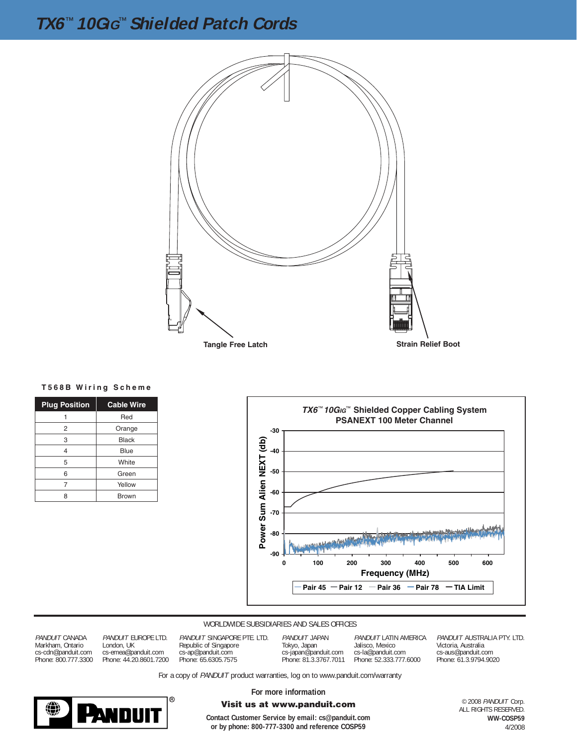# TX6™ 10GIG™ Shielded Patch Cords

Tangle Free Latch

Strain Relief Boot

**T568B Wiring Scheme**

| Plug Position | Cable Wire |
|---|---|
| 1 | Red |
| 2 | Orange |
| 3 | Black |
| 4 | Blue |
| 5 | White |
| 6 | Green |
| 7 | Yellow |
| 8 | Brown |

TX6™ 10GIG™ Shielded Copper Cabling System
PSANEXT 100 Meter Channel

Power Sum Alien NEXT (db)

-30
-40
-50
-60
-70
-80
-90

0 100 200 300 400 500 600

Frequency (MHz)

Pair 45 Pair 12 Pair 36 Pair 78 TIA Limit

WORLDWIDE SUBSIDIARIES AND SALES OFFICES

*PANDUIT* CANADA
Markham, Ontario
cs-cdn@panduit.com
Phone: 800.777.3300

*PANDUIT* EUROPE LTD.
London, UK
cs-emea@panduit.com
Phone: 44.20.8601.7200

*PANDUIT* SINGAPORE PTE. LTD.
Republic of Singapore
cs-ap@panduit.com
Phone: 65.6305.7575

*PANDUIT* JAPAN
Tokyo, Japan
cs-japan@panduit.com
Phone: 81.3.3767.7011

*PANDUIT* LATIN AMERICA
Jalisco, Mexico
cs-la@panduit.com
Phone: 52.333.777.6000

*PANDUIT* AUSTRALIA PTY. LTD.
Victoria, Australia
cs-aus@panduit.com
Phone: 61.3.9794.9020

For a copy of *PANDUIT* product warranties, log on to www.panduit.com/warranty

PANDUIT®

For more information

**Visit us at www.panduit.com**

**Contact Customer Service by email: cs@panduit.com**
**or by phone: 800-777-3300 and reference COSP59**

© 2008 *PANDUIT* Corp.
ALL RIGHTS RESERVED.
**WW-COSP59**
4/2008